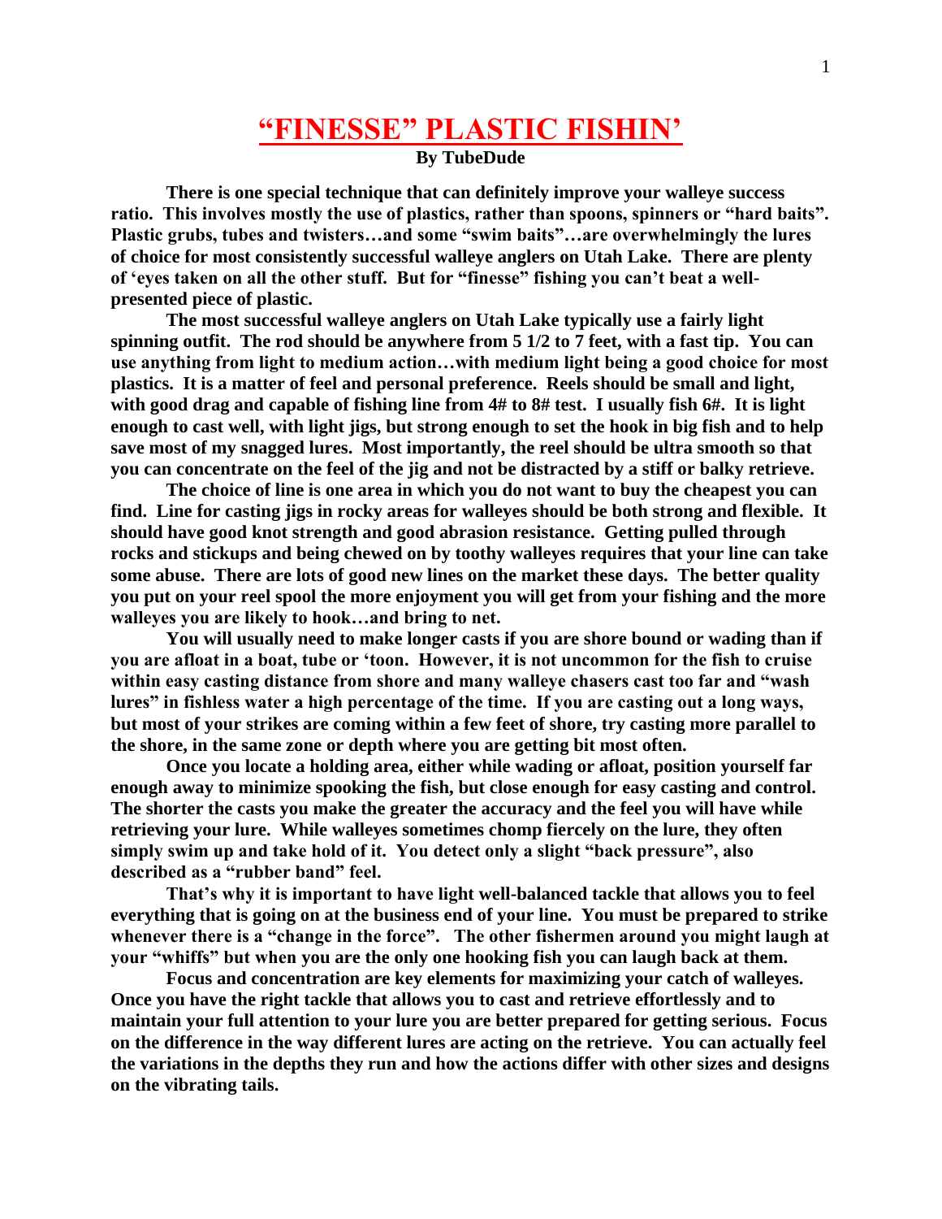# "FINESSE" PLASTIC FISHIN'

**By TubeDude**

**There is one special technique that can definitely improve your walleye success ratio. This involves mostly the use of plastics, rather than spoons, spinners or "hard baits". Plastic grubs, tubes and twisters…and some "swim baits"…are overwhelmingly the lures of choice for most consistently successful walleye anglers on Utah Lake. There are plenty of 'eyes taken on all the other stuff. But for "finesse" fishing you can't beat a well-presented piece of plastic.**

**The most successful walleye anglers on Utah Lake typically use a fairly light spinning outfit. The rod should be anywhere from 5 1/2 to 7 feet, with a fast tip. You can use anything from light to medium action…with medium light being a good choice for most plastics. It is a matter of feel and personal preference. Reels should be small and light, with good drag and capable of fishing line from 4# to 8# test. I usually fish 6#. It is light enough to cast well, with light jigs, but strong enough to set the hook in big fish and to help save most of my snagged lures. Most importantly, the reel should be ultra smooth so that you can concentrate on the feel of the jig and not be distracted by a stiff or balky retrieve.**

**The choice of line is one area in which you do not want to buy the cheapest you can find. Line for casting jigs in rocky areas for walleyes should be both strong and flexible. It should have good knot strength and good abrasion resistance. Getting pulled through rocks and stickups and being chewed on by toothy walleyes requires that your line can take some abuse. There are lots of good new lines on the market these days. The better quality you put on your reel spool the more enjoyment you will get from your fishing and the more walleyes you are likely to hook…and bring to net.**

**You will usually need to make longer casts if you are shore bound or wading than if you are afloat in a boat, tube or 'toon. However, it is not uncommon for the fish to cruise within easy casting distance from shore and many walleye chasers cast too far and "wash lures" in fishless water a high percentage of the time. If you are casting out a long ways, but most of your strikes are coming within a few feet of shore, try casting more parallel to the shore, in the same zone or depth where you are getting bit most often.**

**Once you locate a holding area, either while wading or afloat, position yourself far enough away to minimize spooking the fish, but close enough for easy casting and control. The shorter the casts you make the greater the accuracy and the feel you will have while retrieving your lure. While walleyes sometimes chomp fiercely on the lure, they often simply swim up and take hold of it. You detect only a slight "back pressure", also described as a "rubber band" feel.**

**That's why it is important to have light well-balanced tackle that allows you to feel everything that is going on at the business end of your line. You must be prepared to strike whenever there is a "change in the force". The other fishermen around you might laugh at your "whiffs" but when you are the only one hooking fish you can laugh back at them.**

**Focus and concentration are key elements for maximizing your catch of walleyes. Once you have the right tackle that allows you to cast and retrieve effortlessly and to maintain your full attention to your lure you are better prepared for getting serious. Focus on the difference in the way different lures are acting on the retrieve. You can actually feel the variations in the depths they run and how the actions differ with other sizes and designs on the vibrating tails.**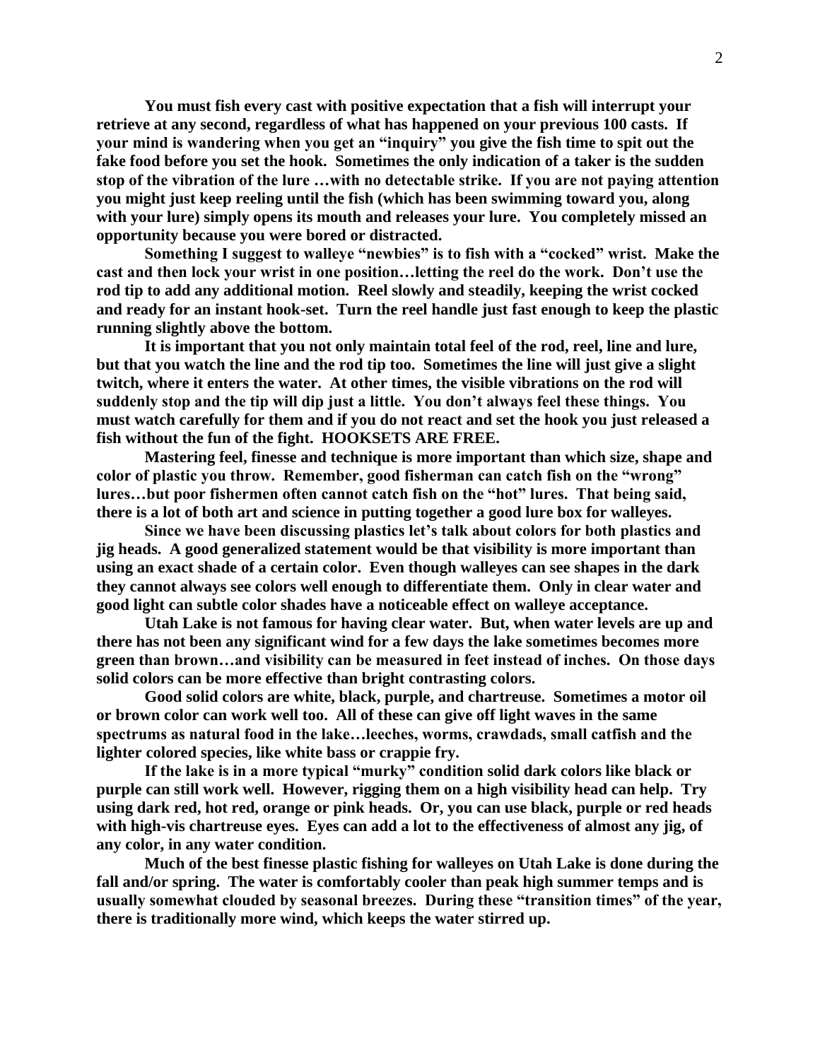**You must fish every cast with positive expectation that a fish will interrupt your retrieve at any second, regardless of what has happened on your previous 100 casts. If your mind is wandering when you get an "inquiry" you give the fish time to spit out the fake food before you set the hook. Sometimes the only indication of a taker is the sudden stop of the vibration of the lure …with no detectable strike. If you are not paying attention you might just keep reeling until the fish (which has been swimming toward you, along with your lure) simply opens its mouth and releases your lure. You completely missed an opportunity because you were bored or distracted.**

**Something I suggest to walleye "newbies" is to fish with a "cocked" wrist. Make the cast and then lock your wrist in one position…letting the reel do the work. Don't use the rod tip to add any additional motion. Reel slowly and steadily, keeping the wrist cocked and ready for an instant hook-set. Turn the reel handle just fast enough to keep the plastic running slightly above the bottom.**

**It is important that you not only maintain total feel of the rod, reel, line and lure, but that you watch the line and the rod tip too. Sometimes the line will just give a slight twitch, where it enters the water. At other times, the visible vibrations on the rod will suddenly stop and the tip will dip just a little. You don't always feel these things. You must watch carefully for them and if you do not react and set the hook you just released a fish without the fun of the fight. HOOKSETS ARE FREE.**

**Mastering feel, finesse and technique is more important than which size, shape and color of plastic you throw. Remember, good fisherman can catch fish on the "wrong" lures…but poor fishermen often cannot catch fish on the "hot" lures. That being said, there is a lot of both art and science in putting together a good lure box for walleyes.**

**Since we have been discussing plastics let's talk about colors for both plastics and jig heads. A good generalized statement would be that visibility is more important than using an exact shade of a certain color. Even though walleyes can see shapes in the dark they cannot always see colors well enough to differentiate them. Only in clear water and good light can subtle color shades have a noticeable effect on walleye acceptance.**

**Utah Lake is not famous for having clear water. But, when water levels are up and there has not been any significant wind for a few days the lake sometimes becomes more green than brown…and visibility can be measured in feet instead of inches. On those days solid colors can be more effective than bright contrasting colors.**

**Good solid colors are white, black, purple, and chartreuse. Sometimes a motor oil or brown color can work well too. All of these can give off light waves in the same spectrums as natural food in the lake…leeches, worms, crawdads, small catfish and the lighter colored species, like white bass or crappie fry.**

**If the lake is in a more typical "murky" condition solid dark colors like black or purple can still work well. However, rigging them on a high visibility head can help. Try using dark red, hot red, orange or pink heads. Or, you can use black, purple or red heads with high-vis chartreuse eyes. Eyes can add a lot to the effectiveness of almost any jig, of any color, in any water condition.**

**Much of the best finesse plastic fishing for walleyes on Utah Lake is done during the fall and/or spring. The water is comfortably cooler than peak high summer temps and is usually somewhat clouded by seasonal breezes. During these "transition times" of the year, there is traditionally more wind, which keeps the water stirred up.**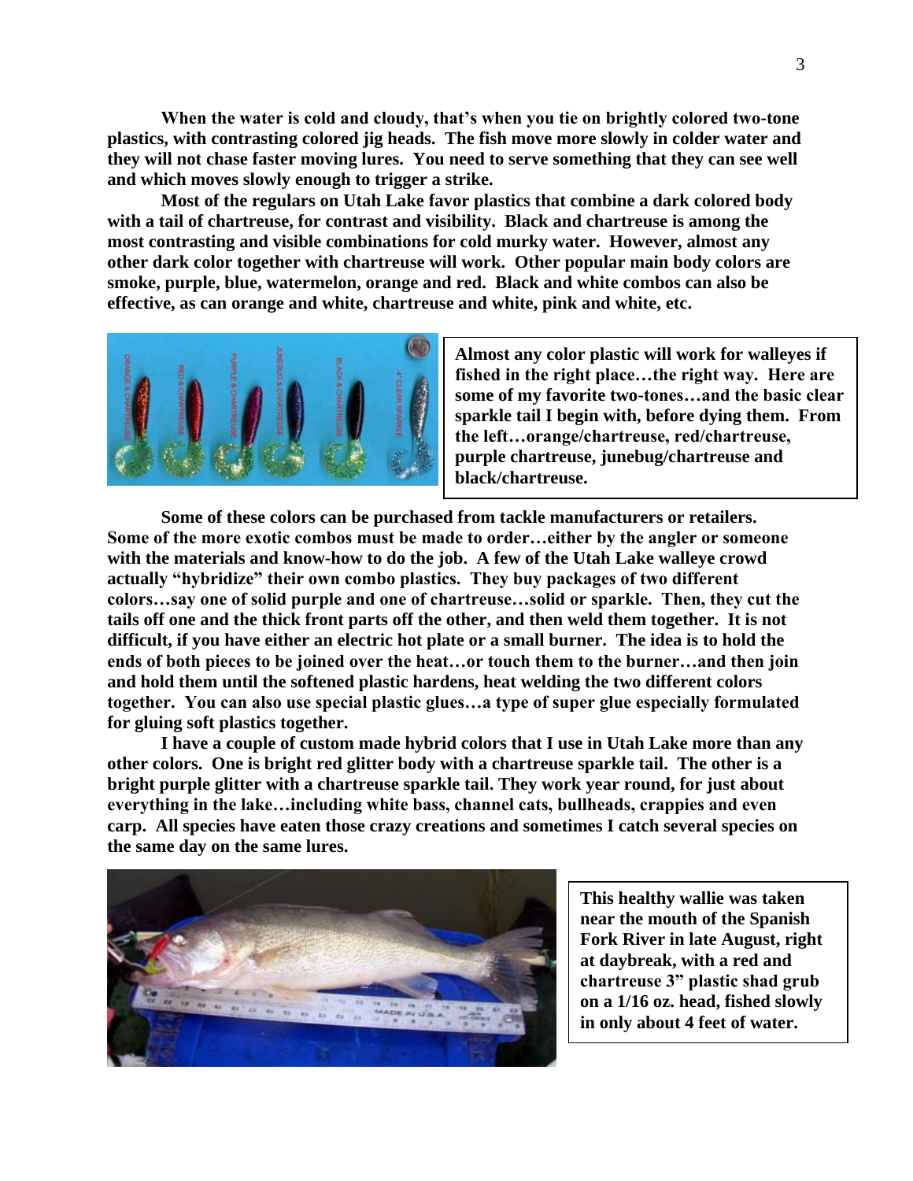**When the water is cold and cloudy, that's when you tie on brightly colored two-tone plastics, with contrasting colored jig heads. The fish move more slowly in colder water and they will not chase faster moving lures. You need to serve something that they can see well and which moves slowly enough to trigger a strike.**

**Most of the regulars on Utah Lake favor plastics that combine a dark colored body with a tail of chartreuse, for contrast and visibility. Black and chartreuse is among the most contrasting and visible combinations for cold murky water. However, almost any other dark color together with chartreuse will work. Other popular main body colors are smoke, purple, blue, watermelon, orange and red. Black and white combos can also be effective, as can orange and white, chartreuse and white, pink and white, etc.**

**Almost any color plastic will work for walleyes if fished in the right place…the right way. Here are some of my favorite two-tones…and the basic clear sparkle tail I begin with, before dying them. From the left…orange/chartreuse, red/chartreuse, purple chartreuse, junebug/chartreuse and black/chartreuse.**

**Some of these colors can be purchased from tackle manufacturers or retailers. Some of the more exotic combos must be made to order…either by the angler or someone with the materials and know-how to do the job. A few of the Utah Lake walleye crowd actually "hybridize" their own combo plastics. They buy packages of two different colors…say one of solid purple and one of chartreuse…solid or sparkle. Then, they cut the tails off one and the thick front parts off the other, and then weld them together. It is not difficult, if you have either an electric hot plate or a small burner. The idea is to hold the ends of both pieces to be joined over the heat…or touch them to the burner…and then join and hold them until the softened plastic hardens, heat welding the two different colors together. You can also use special plastic glues…a type of super glue especially formulated for gluing soft plastics together.**

**I have a couple of custom made hybrid colors that I use in Utah Lake more than any other colors. One is bright red glitter body with a chartreuse sparkle tail. The other is a bright purple glitter with a chartreuse sparkle tail. They work year round, for just about everything in the lake…including white bass, channel cats, bullheads, crappies and even carp. All species have eaten those crazy creations and sometimes I catch several species on the same day on the same lures.**

**This healthy wallie was taken near the mouth of the Spanish Fork River in late August, right at daybreak, with a red and chartreuse 3" plastic shad grub on a 1/16 oz. head, fished slowly in only about 4 feet of water.**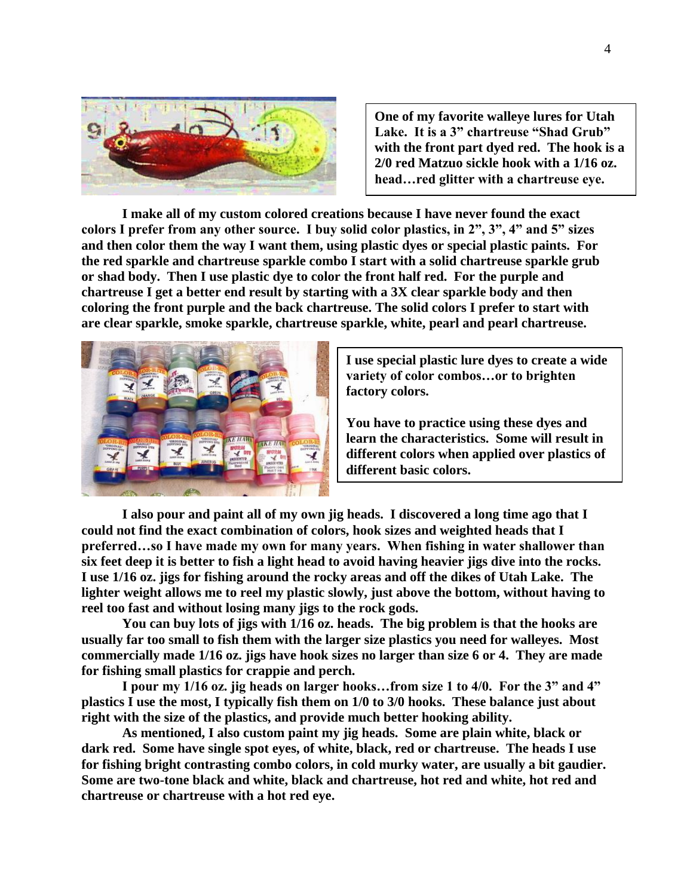**One of my favorite walleye lures for Utah Lake. It is a 3" chartreuse "Shad Grub" with the front part dyed red. The hook is a 2/0 red Matzuo sickle hook with a 1/16 oz. head…red glitter with a chartreuse eye.**

**I make all of my custom colored creations because I have never found the exact colors I prefer from any other source. I buy solid color plastics, in 2", 3", 4" and 5" sizes and then color them the way I want them, using plastic dyes or special plastic paints. For the red sparkle and chartreuse sparkle combo I start with a solid chartreuse sparkle grub or shad body. Then I use plastic dye to color the front half red. For the purple and chartreuse I get a better end result by starting with a 3X clear sparkle body and then coloring the front purple and the back chartreuse. The solid colors I prefer to start with are clear sparkle, smoke sparkle, chartreuse sparkle, white, pearl and pearl chartreuse.**

**I use special plastic lure dyes to create a wide variety of color combos…or to brighten factory colors.**

**You have to practice using these dyes and learn the characteristics. Some will result in different colors when applied over plastics of different basic colors.**

**I also pour and paint all of my own jig heads. I discovered a long time ago that I could not find the exact combination of colors, hook sizes and weighted heads that I preferred…so I have made my own for many years. When fishing in water shallower than six feet deep it is better to fish a light head to avoid having heavier jigs dive into the rocks. I use 1/16 oz. jigs for fishing around the rocky areas and off the dikes of Utah Lake. The lighter weight allows me to reel my plastic slowly, just above the bottom, without having to reel too fast and without losing many jigs to the rock gods.**

**You can buy lots of jigs with 1/16 oz. heads. The big problem is that the hooks are usually far too small to fish them with the larger size plastics you need for walleyes. Most commercially made 1/16 oz. jigs have hook sizes no larger than size 6 or 4. They are made for fishing small plastics for crappie and perch.**

**I pour my 1/16 oz. jig heads on larger hooks…from size 1 to 4/0. For the 3" and 4" plastics I use the most, I typically fish them on 1/0 to 3/0 hooks. These balance just about right with the size of the plastics, and provide much better hooking ability.**

**As mentioned, I also custom paint my jig heads. Some are plain white, black or dark red. Some have single spot eyes, of white, black, red or chartreuse. The heads I use for fishing bright contrasting combo colors, in cold murky water, are usually a bit gaudier. Some are two-tone black and white, black and chartreuse, hot red and white, hot red and chartreuse or chartreuse with a hot red eye.**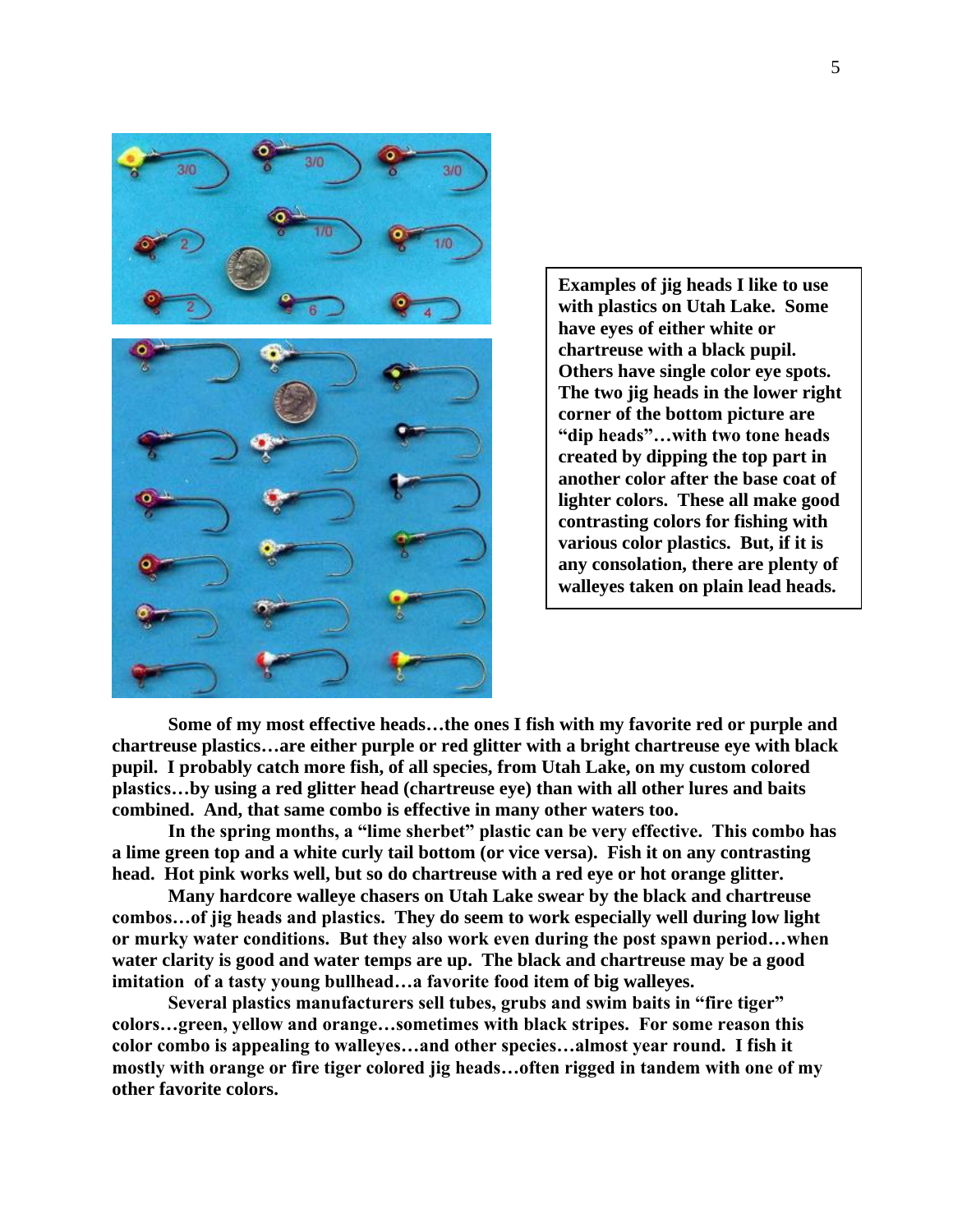**Examples of jig heads I like to use with plastics on Utah Lake. Some have eyes of either white or chartreuse with a black pupil. Others have single color eye spots. The two jig heads in the lower right corner of the bottom picture are "dip heads"…with two tone heads created by dipping the top part in another color after the base coat of lighter colors. These all make good contrasting colors for fishing with various color plastics. But, if it is any consolation, there are plenty of walleyes taken on plain lead heads.**

**Some of my most effective heads…the ones I fish with my favorite red or purple and chartreuse plastics…are either purple or red glitter with a bright chartreuse eye with black pupil. I probably catch more fish, of all species, from Utah Lake, on my custom colored plastics…by using a red glitter head (chartreuse eye) than with all other lures and baits combined. And, that same combo is effective in many other waters too.**

**In the spring months, a "lime sherbet" plastic can be very effective. This combo has a lime green top and a white curly tail bottom (or vice versa). Fish it on any contrasting head. Hot pink works well, but so do chartreuse with a red eye or hot orange glitter.**

**Many hardcore walleye chasers on Utah Lake swear by the black and chartreuse combos…of jig heads and plastics. They do seem to work especially well during low light or murky water conditions. But they also work even during the post spawn period…when water clarity is good and water temps are up. The black and chartreuse may be a good imitation of a tasty young bullhead…a favorite food item of big walleyes.**

**Several plastics manufacturers sell tubes, grubs and swim baits in "fire tiger" colors…green, yellow and orange…sometimes with black stripes. For some reason this color combo is appealing to walleyes…and other species…almost year round. I fish it mostly with orange or fire tiger colored jig heads…often rigged in tandem with one of my other favorite colors.**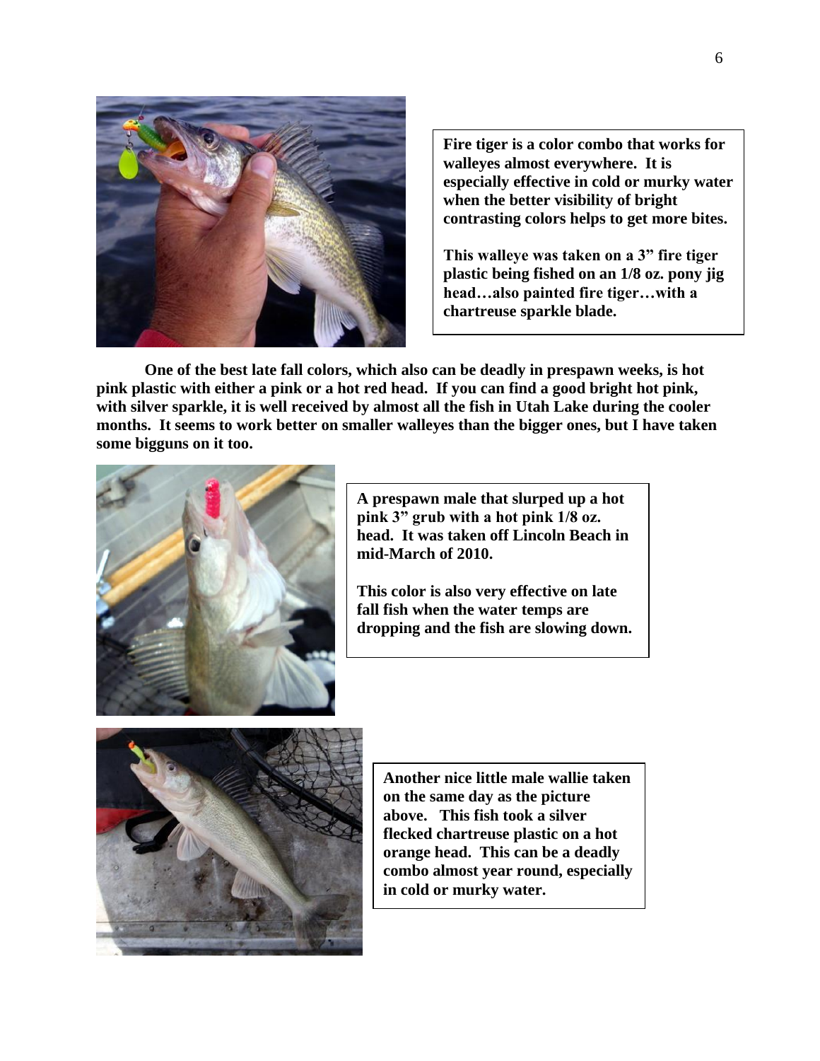**Fire tiger is a color combo that works for walleyes almost everywhere. It is especially effective in cold or murky water when the better visibility of bright contrasting colors helps to get more bites.**

**This walleye was taken on a 3" fire tiger plastic being fished on an 1/8 oz. pony jig head…also painted fire tiger…with a chartreuse sparkle blade.**

**One of the best late fall colors, which also can be deadly in prespawn weeks, is hot pink plastic with either a pink or a hot red head. If you can find a good bright hot pink, with silver sparkle, it is well received by almost all the fish in Utah Lake during the cooler months. It seems to work better on smaller walleyes than the bigger ones, but I have taken some bigguns on it too.**

**A prespawn male that slurped up a hot pink 3" grub with a hot pink 1/8 oz. head. It was taken off Lincoln Beach in mid-March of 2010.**

**This color is also very effective on late fall fish when the water temps are dropping and the fish are slowing down.**

**Another nice little male wallie taken on the same day as the picture above. This fish took a silver flecked chartreuse plastic on a hot orange head. This can be a deadly combo almost year round, especially in cold or murky water.**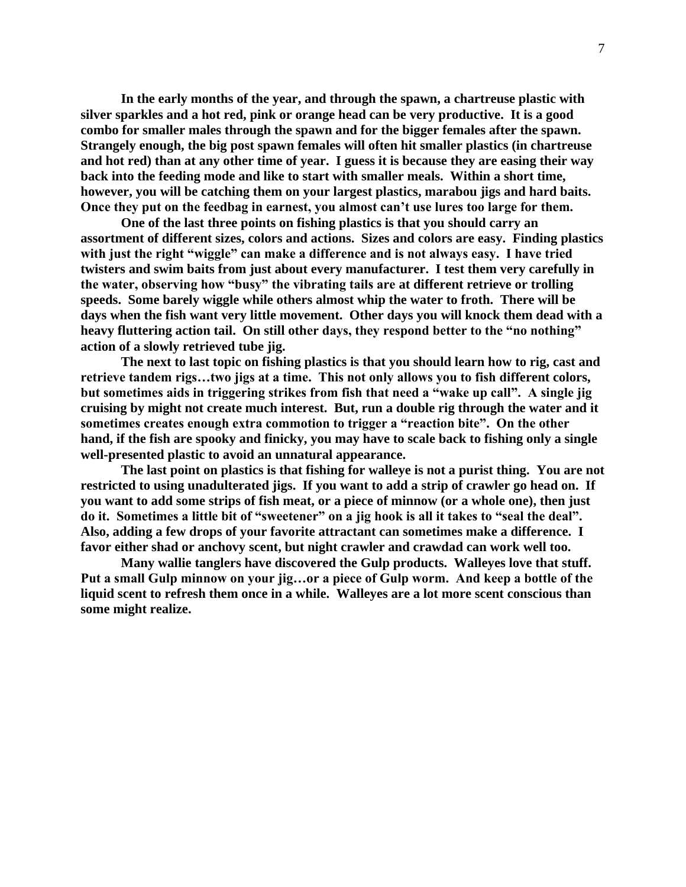**In the early months of the year, and through the spawn, a chartreuse plastic with silver sparkles and a hot red, pink or orange head can be very productive. It is a good combo for smaller males through the spawn and for the bigger females after the spawn. Strangely enough, the big post spawn females will often hit smaller plastics (in chartreuse and hot red) than at any other time of year. I guess it is because they are easing their way back into the feeding mode and like to start with smaller meals. Within a short time, however, you will be catching them on your largest plastics, marabou jigs and hard baits. Once they put on the feedbag in earnest, you almost can't use lures too large for them.**

**One of the last three points on fishing plastics is that you should carry an assortment of different sizes, colors and actions. Sizes and colors are easy. Finding plastics with just the right "wiggle" can make a difference and is not always easy. I have tried twisters and swim baits from just about every manufacturer. I test them very carefully in the water, observing how "busy" the vibrating tails are at different retrieve or trolling speeds. Some barely wiggle while others almost whip the water to froth. There will be days when the fish want very little movement. Other days you will knock them dead with a heavy fluttering action tail. On still other days, they respond better to the "no nothing" action of a slowly retrieved tube jig.**

**The next to last topic on fishing plastics is that you should learn how to rig, cast and retrieve tandem rigs…two jigs at a time. This not only allows you to fish different colors, but sometimes aids in triggering strikes from fish that need a "wake up call". A single jig cruising by might not create much interest. But, run a double rig through the water and it sometimes creates enough extra commotion to trigger a "reaction bite". On the other hand, if the fish are spooky and finicky, you may have to scale back to fishing only a single well-presented plastic to avoid an unnatural appearance.**

**The last point on plastics is that fishing for walleye is not a purist thing. You are not restricted to using unadulterated jigs. If you want to add a strip of crawler go head on. If you want to add some strips of fish meat, or a piece of minnow (or a whole one), then just do it. Sometimes a little bit of "sweetener" on a jig hook is all it takes to "seal the deal". Also, adding a few drops of your favorite attractant can sometimes make a difference. I favor either shad or anchovy scent, but night crawler and crawdad can work well too.**

**Many wallie tanglers have discovered the Gulp products. Walleyes love that stuff. Put a small Gulp minnow on your jig…or a piece of Gulp worm. And keep a bottle of the liquid scent to refresh them once in a while. Walleyes are a lot more scent conscious than some might realize.**